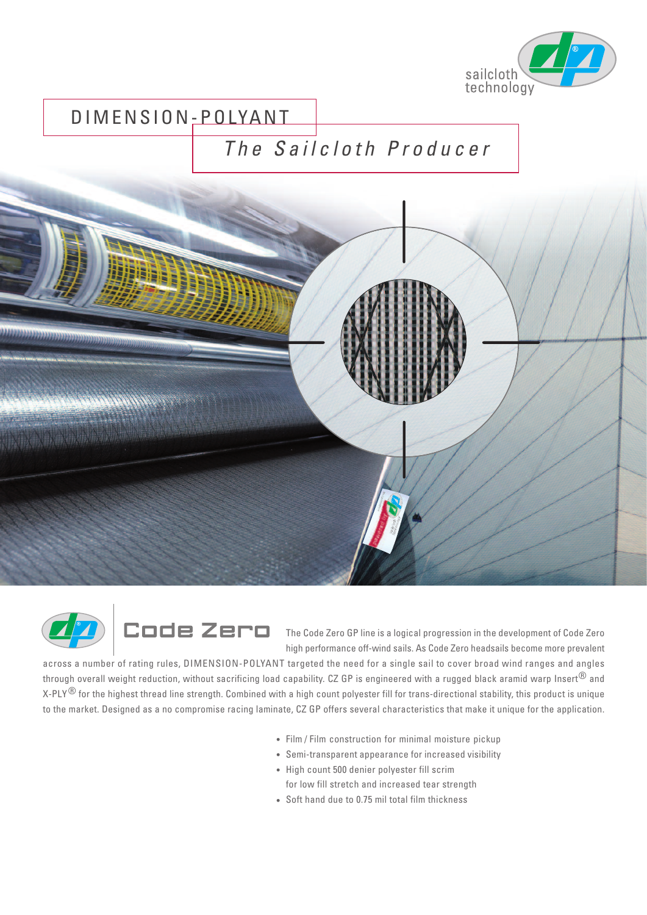sailcloth technology

# DIMENSION-POLYANT

## *The Sailcloth Producer*

## Code Zero

The Code Zero GP line is a logical progression in the development of Code Zero high performance off-wind sails. As Code Zero headsails become more prevalent across a number of rating rules, DIMENSION-POLYANT targeted the need for a single sail to cover broad wind ranges and angles through overall weight reduction, without sacrificing load capability. CZ GP is engineered with a rugged black aramid warp Insert® and X-PLY® for the highest thread line strength. Combined with a high count polyester fill for trans-directional stability, this product is unique to the market. Designed as a no compromise racing laminate, CZ GP offers several characteristics that make it unique for the application.

- Film / Film construction for minimal moisture pickup
- Semi-transparent appearance for increased visibility
- High count 500 denier polyester fill scrim for low fill stretch and increased tear strength
- Soft hand due to 0.75 mil total film thickness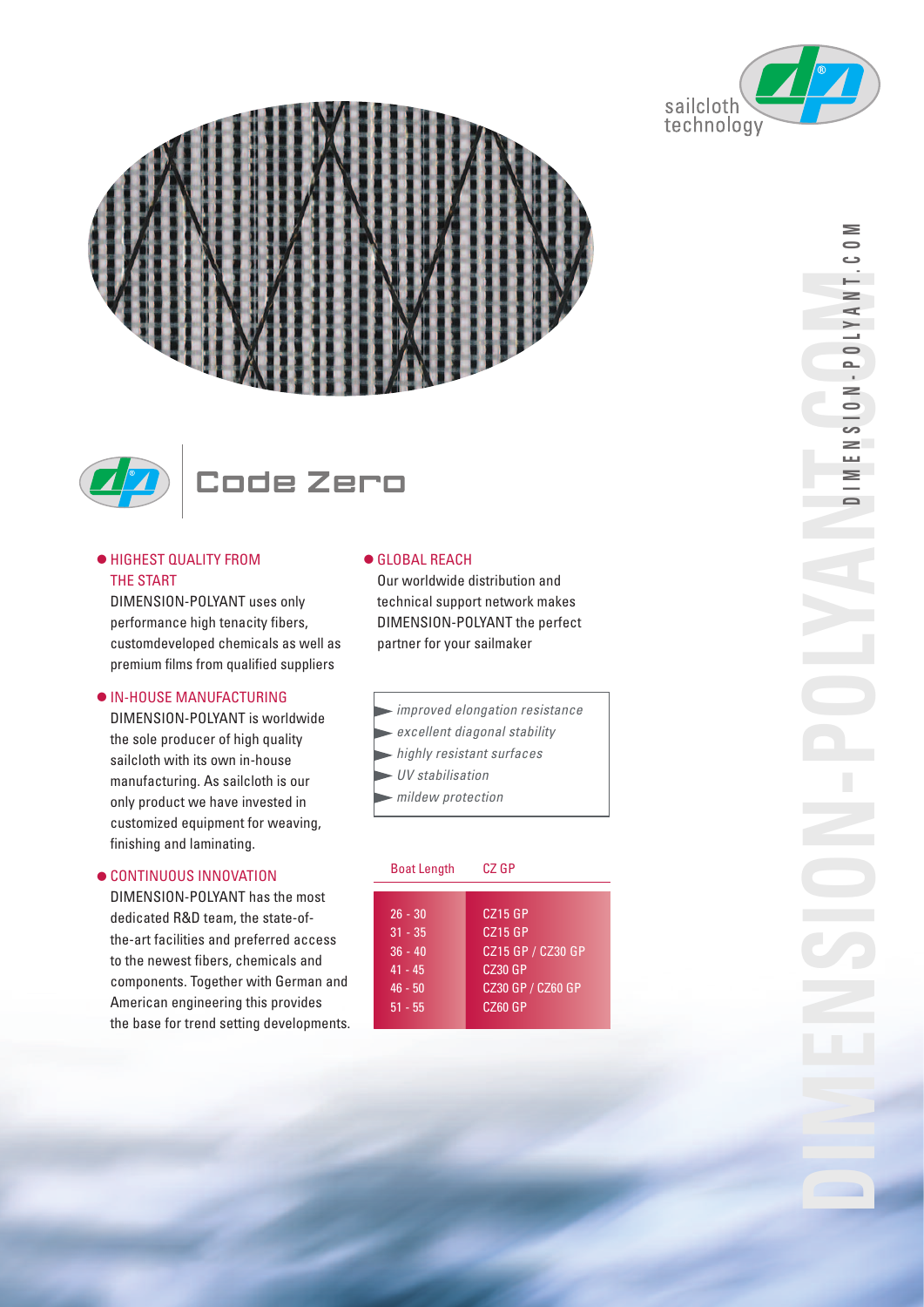sailcloth technology

# Code Zero

- **HIGHEST QUALITY FROM THE START**
  DIMENSION-POLYANT uses only performance high tenacity fibers, customdeveloped chemicals as well as premium films from qualified suppliers

- **IN-HOUSE MANUFACTURING**
  DIMENSION-POLYANT is worldwide the sole producer of high quality sailcloth with its own in-house manufacturing. As sailcloth is our only product we have invested in customized equipment for weaving, finishing and laminating.

- **CONTINUOUS INNOVATION**
  DIMENSION-POLYANT has the most dedicated R&D team, the state-of-the-art facilities and preferred access to the newest fibers, chemicals and components. Together with German and American engineering this provides the base for trend setting developments.

- **GLOBAL REACH**
  Our worldwide distribution and technical support network makes DIMENSION-POLYANT the perfect partner for your sailmaker

- *improved elongation resistance*
- *excellent diagonal stability*
- *highly resistant surfaces*
- *UV stabilisation*
- *mildew protection*

| Boat Length | CZ GP |
|---|---|
| 26 - 30 | CZ15 GP |
| 31 - 35 | CZ15 GP |
| 36 - 40 | CZ15 GP / CZ30 GP |
| 41 - 45 | CZ30 GP |
| 46 - 50 | CZ30 GP / CZ60 GP |
| 51 - 55 | CZ60 GP |

DIMENSION-POLYANT.COM